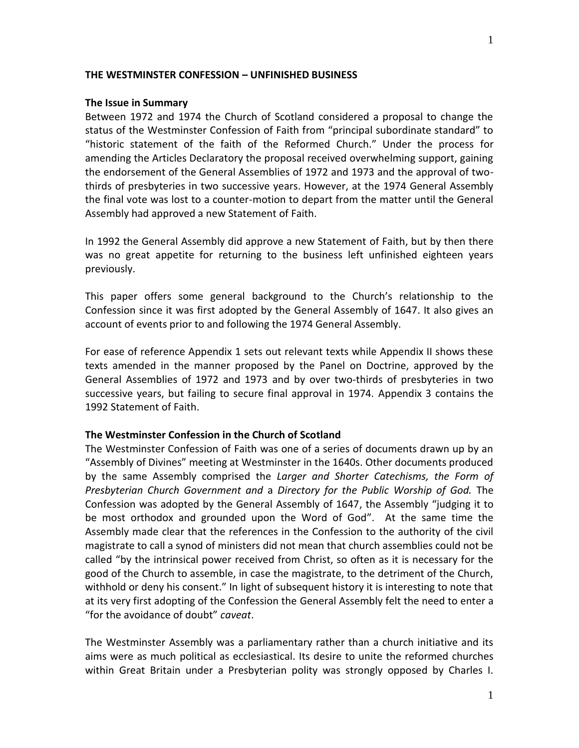**THE WESTMINSTER CONFESSION – UNFINISHED BUSINESS**

**The Issue in Summary**

Between 1972 and 1974 the Church of Scotland considered a proposal to change the status of the Westminster Confession of Faith from "principal subordinate standard" to "historic statement of the faith of the Reformed Church." Under the process for amending the Articles Declaratory the proposal received overwhelming support, gaining the endorsement of the General Assemblies of 1972 and 1973 and the approval of two-thirds of presbyteries in two successive years. However, at the 1974 General Assembly the final vote was lost to a counter-motion to depart from the matter until the General Assembly had approved a new Statement of Faith.

In 1992 the General Assembly did approve a new Statement of Faith, but by then there was no great appetite for returning to the business left unfinished eighteen years previously.

This paper offers some general background to the Church's relationship to the Confession since it was first adopted by the General Assembly of 1647. It also gives an account of events prior to and following the 1974 General Assembly.

For ease of reference Appendix 1 sets out relevant texts while Appendix II shows these texts amended in the manner proposed by the Panel on Doctrine, approved by the General Assemblies of 1972 and 1973 and by over two-thirds of presbyteries in two successive years, but failing to secure final approval in 1974. Appendix 3 contains the 1992 Statement of Faith.

**The Westminster Confession in the Church of Scotland**

The Westminster Confession of Faith was one of a series of documents drawn up by an "Assembly of Divines" meeting at Westminster in the 1640s. Other documents produced by the same Assembly comprised the *Larger and Shorter Catechisms, the Form of Presbyterian Church Government and* a *Directory for the Public Worship of God.* The Confession was adopted by the General Assembly of 1647, the Assembly "judging it to be most orthodox and grounded upon the Word of God". At the same time the Assembly made clear that the references in the Confession to the authority of the civil magistrate to call a synod of ministers did not mean that church assemblies could not be called "by the intrinsical power received from Christ, so often as it is necessary for the good of the Church to assemble, in case the magistrate, to the detriment of the Church, withhold or deny his consent." In light of subsequent history it is interesting to note that at its very first adopting of the Confession the General Assembly felt the need to enter a "for the avoidance of doubt" *caveat*.

The Westminster Assembly was a parliamentary rather than a church initiative and its aims were as much political as ecclesiastical. Its desire to unite the reformed churches within Great Britain under a Presbyterian polity was strongly opposed by Charles I.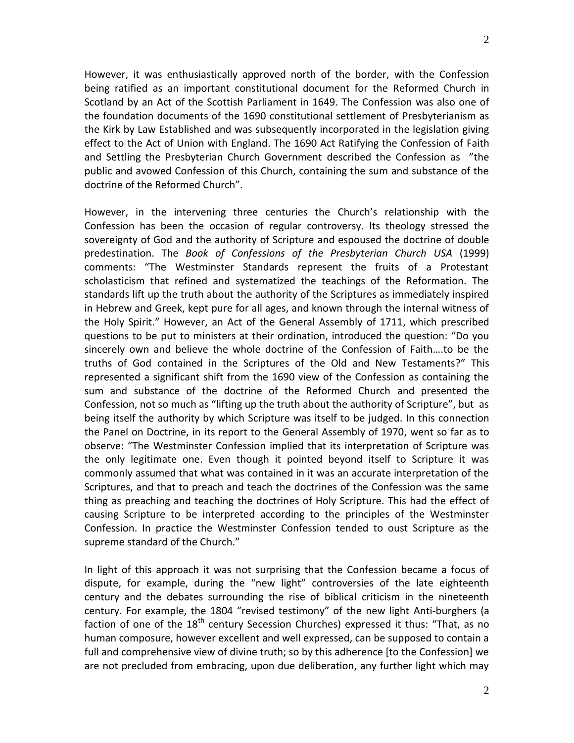However, it was enthusiastically approved north of the border, with the Confession being ratified as an important constitutional document for the Reformed Church in Scotland by an Act of the Scottish Parliament in 1649. The Confession was also one of the foundation documents of the 1690 constitutional settlement of Presbyterianism as the Kirk by Law Established and was subsequently incorporated in the legislation giving effect to the Act of Union with England. The 1690 Act Ratifying the Confession of Faith and Settling the Presbyterian Church Government described the Confession as "the public and avowed Confession of this Church, containing the sum and substance of the doctrine of the Reformed Church".

However, in the intervening three centuries the Church's relationship with the Confession has been the occasion of regular controversy. Its theology stressed the sovereignty of God and the authority of Scripture and espoused the doctrine of double predestination. The *Book of Confessions of the Presbyterian Church USA* (1999) comments: "The Westminster Standards represent the fruits of a Protestant scholasticism that refined and systematized the teachings of the Reformation. The standards lift up the truth about the authority of the Scriptures as immediately inspired in Hebrew and Greek, kept pure for all ages, and known through the internal witness of the Holy Spirit." However, an Act of the General Assembly of 1711, which prescribed questions to be put to ministers at their ordination, introduced the question: "Do you sincerely own and believe the whole doctrine of the Confession of Faith….to be the truths of God contained in the Scriptures of the Old and New Testaments?" This represented a significant shift from the 1690 view of the Confession as containing the sum and substance of the doctrine of the Reformed Church and presented the Confession, not so much as "lifting up the truth about the authority of Scripture", but as being itself the authority by which Scripture was itself to be judged. In this connection the Panel on Doctrine, in its report to the General Assembly of 1970, went so far as to observe: "The Westminster Confession implied that its interpretation of Scripture was the only legitimate one. Even though it pointed beyond itself to Scripture it was commonly assumed that what was contained in it was an accurate interpretation of the Scriptures, and that to preach and teach the doctrines of the Confession was the same thing as preaching and teaching the doctrines of Holy Scripture. This had the effect of causing Scripture to be interpreted according to the principles of the Westminster Confession. In practice the Westminster Confession tended to oust Scripture as the supreme standard of the Church."

In light of this approach it was not surprising that the Confession became a focus of dispute, for example, during the "new light" controversies of the late eighteenth century and the debates surrounding the rise of biblical criticism in the nineteenth century. For example, the 1804 "revised testimony" of the new light Anti-burghers (a faction of one of the 18th century Secession Churches) expressed it thus: "That, as no human composure, however excellent and well expressed, can be supposed to contain a full and comprehensive view of divine truth; so by this adherence [to the Confession] we are not precluded from embracing, upon due deliberation, any further light which may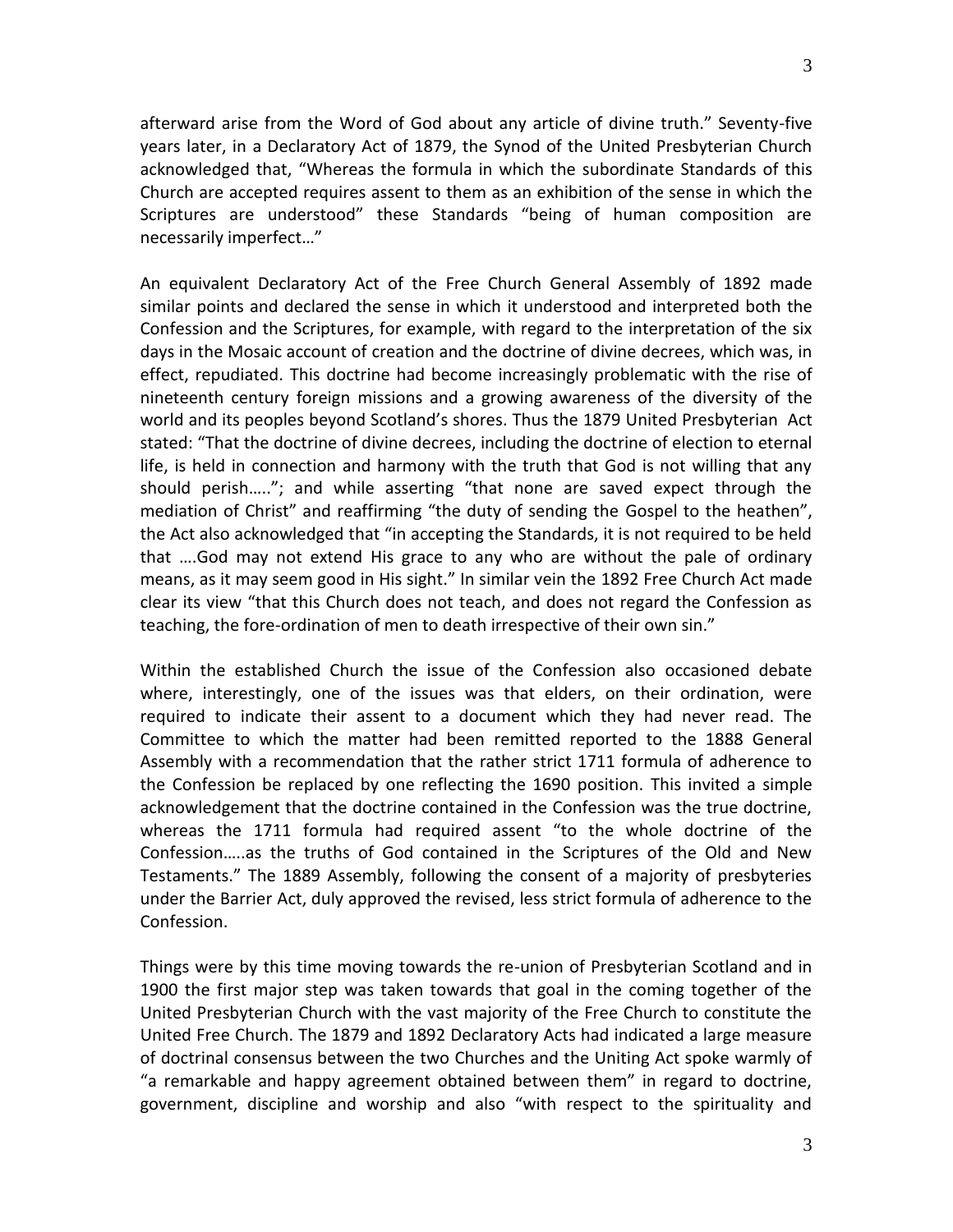afterward arise from the Word of God about any article of divine truth." Seventy-five years later, in a Declaratory Act of 1879, the Synod of the United Presbyterian Church acknowledged that, "Whereas the formula in which the subordinate Standards of this Church are accepted requires assent to them as an exhibition of the sense in which the Scriptures are understood" these Standards "being of human composition are necessarily imperfect…"

An equivalent Declaratory Act of the Free Church General Assembly of 1892 made similar points and declared the sense in which it understood and interpreted both the Confession and the Scriptures, for example, with regard to the interpretation of the six days in the Mosaic account of creation and the doctrine of divine decrees, which was, in effect, repudiated. This doctrine had become increasingly problematic with the rise of nineteenth century foreign missions and a growing awareness of the diversity of the world and its peoples beyond Scotland's shores. Thus the 1879 United Presbyterian Act stated: "That the doctrine of divine decrees, including the doctrine of election to eternal life, is held in connection and harmony with the truth that God is not willing that any should perish….."; and while asserting "that none are saved expect through the mediation of Christ" and reaffirming "the duty of sending the Gospel to the heathen", the Act also acknowledged that "in accepting the Standards, it is not required to be held that ….God may not extend His grace to any who are without the pale of ordinary means, as it may seem good in His sight." In similar vein the 1892 Free Church Act made clear its view "that this Church does not teach, and does not regard the Confession as teaching, the fore-ordination of men to death irrespective of their own sin."

Within the established Church the issue of the Confession also occasioned debate where, interestingly, one of the issues was that elders, on their ordination, were required to indicate their assent to a document which they had never read. The Committee to which the matter had been remitted reported to the 1888 General Assembly with a recommendation that the rather strict 1711 formula of adherence to the Confession be replaced by one reflecting the 1690 position. This invited a simple acknowledgement that the doctrine contained in the Confession was the true doctrine, whereas the 1711 formula had required assent "to the whole doctrine of the Confession…..as the truths of God contained in the Scriptures of the Old and New Testaments." The 1889 Assembly, following the consent of a majority of presbyteries under the Barrier Act, duly approved the revised, less strict formula of adherence to the Confession.

Things were by this time moving towards the re-union of Presbyterian Scotland and in 1900 the first major step was taken towards that goal in the coming together of the United Presbyterian Church with the vast majority of the Free Church to constitute the United Free Church. The 1879 and 1892 Declaratory Acts had indicated a large measure of doctrinal consensus between the two Churches and the Uniting Act spoke warmly of "a remarkable and happy agreement obtained between them" in regard to doctrine, government, discipline and worship and also "with respect to the spirituality and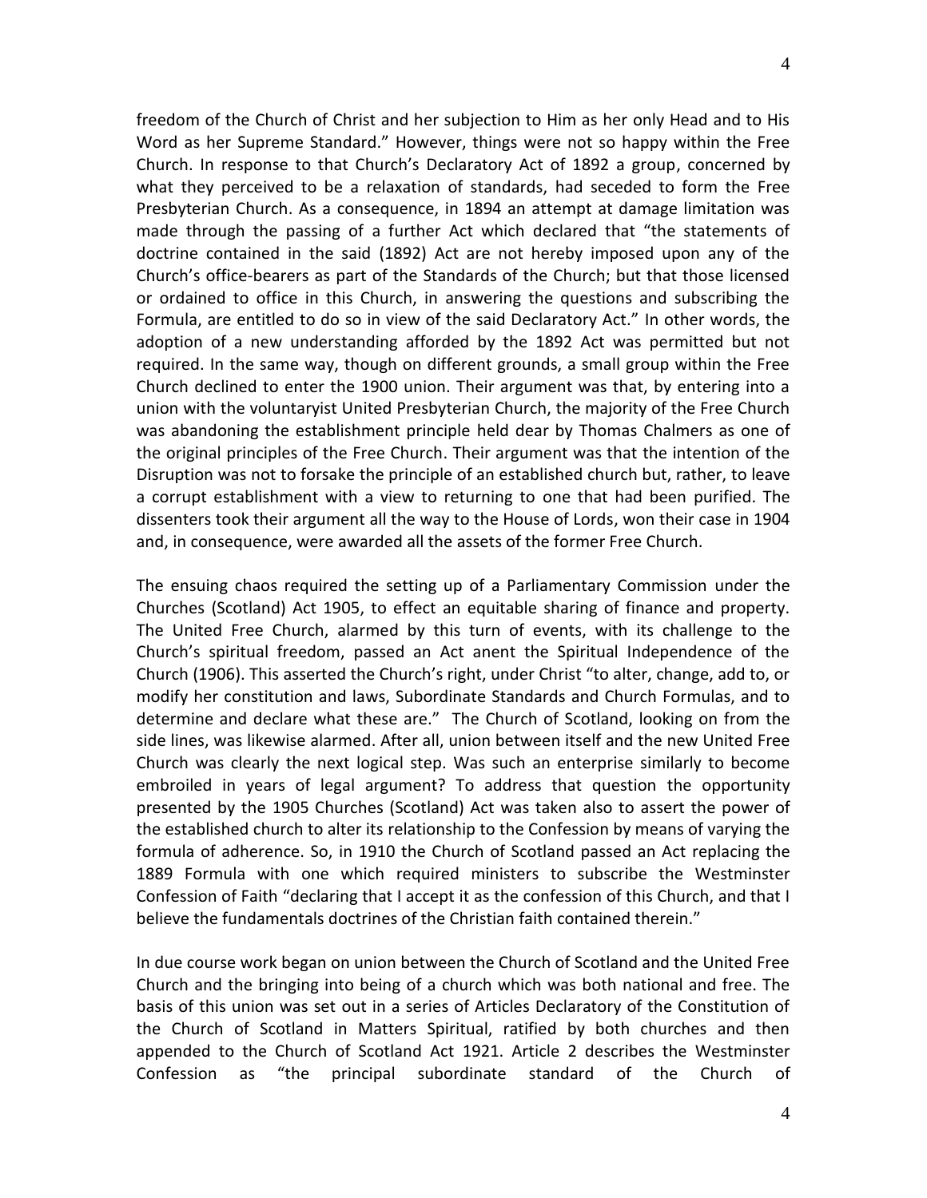freedom of the Church of Christ and her subjection to Him as her only Head and to His Word as her Supreme Standard." However, things were not so happy within the Free Church. In response to that Church's Declaratory Act of 1892 a group, concerned by what they perceived to be a relaxation of standards, had seceded to form the Free Presbyterian Church. As a consequence, in 1894 an attempt at damage limitation was made through the passing of a further Act which declared that "the statements of doctrine contained in the said (1892) Act are not hereby imposed upon any of the Church's office-bearers as part of the Standards of the Church; but that those licensed or ordained to office in this Church, in answering the questions and subscribing the Formula, are entitled to do so in view of the said Declaratory Act." In other words, the adoption of a new understanding afforded by the 1892 Act was permitted but not required. In the same way, though on different grounds, a small group within the Free Church declined to enter the 1900 union. Their argument was that, by entering into a union with the voluntaryist United Presbyterian Church, the majority of the Free Church was abandoning the establishment principle held dear by Thomas Chalmers as one of the original principles of the Free Church. Their argument was that the intention of the Disruption was not to forsake the principle of an established church but, rather, to leave a corrupt establishment with a view to returning to one that had been purified. The dissenters took their argument all the way to the House of Lords, won their case in 1904 and, in consequence, were awarded all the assets of the former Free Church.

The ensuing chaos required the setting up of a Parliamentary Commission under the Churches (Scotland) Act 1905, to effect an equitable sharing of finance and property. The United Free Church, alarmed by this turn of events, with its challenge to the Church's spiritual freedom, passed an Act anent the Spiritual Independence of the Church (1906). This asserted the Church's right, under Christ "to alter, change, add to, or modify her constitution and laws, Subordinate Standards and Church Formulas, and to determine and declare what these are." The Church of Scotland, looking on from the side lines, was likewise alarmed. After all, union between itself and the new United Free Church was clearly the next logical step. Was such an enterprise similarly to become embroiled in years of legal argument? To address that question the opportunity presented by the 1905 Churches (Scotland) Act was taken also to assert the power of the established church to alter its relationship to the Confession by means of varying the formula of adherence. So, in 1910 the Church of Scotland passed an Act replacing the 1889 Formula with one which required ministers to subscribe the Westminster Confession of Faith "declaring that I accept it as the confession of this Church, and that I believe the fundamentals doctrines of the Christian faith contained therein."

In due course work began on union between the Church of Scotland and the United Free Church and the bringing into being of a church which was both national and free. The basis of this union was set out in a series of Articles Declaratory of the Constitution of the Church of Scotland in Matters Spiritual, ratified by both churches and then appended to the Church of Scotland Act 1921. Article 2 describes the Westminster Confession as "the principal subordinate standard of the Church of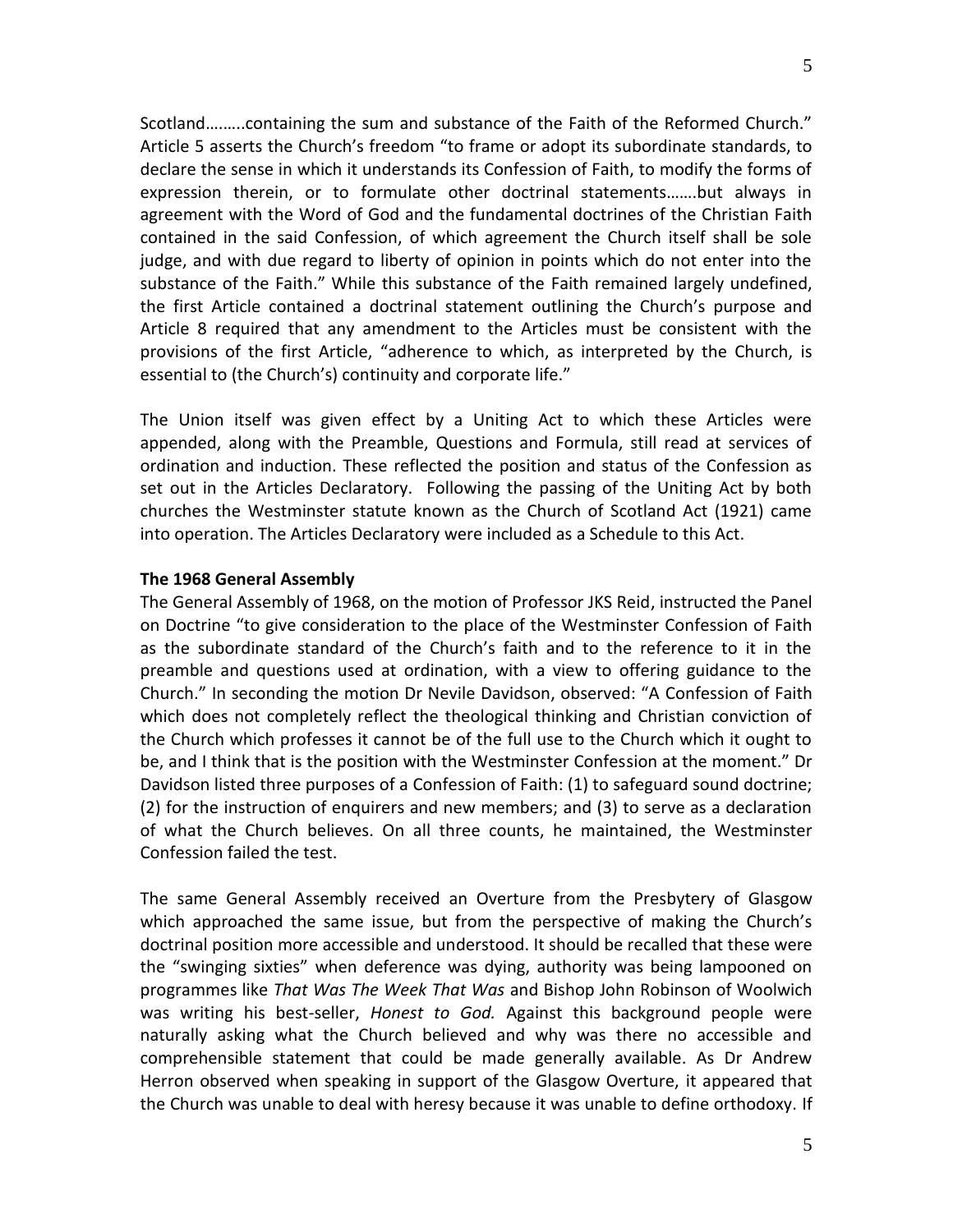Scotland……..containing the sum and substance of the Faith of the Reformed Church." Article 5 asserts the Church's freedom "to frame or adopt its subordinate standards, to declare the sense in which it understands its Confession of Faith, to modify the forms of expression therein, or to formulate other doctrinal statements…….but always in agreement with the Word of God and the fundamental doctrines of the Christian Faith contained in the said Confession, of which agreement the Church itself shall be sole judge, and with due regard to liberty of opinion in points which do not enter into the substance of the Faith." While this substance of the Faith remained largely undefined, the first Article contained a doctrinal statement outlining the Church's purpose and Article 8 required that any amendment to the Articles must be consistent with the provisions of the first Article, "adherence to which, as interpreted by the Church, is essential to (the Church's) continuity and corporate life."

The Union itself was given effect by a Uniting Act to which these Articles were appended, along with the Preamble, Questions and Formula, still read at services of ordination and induction. These reflected the position and status of the Confession as set out in the Articles Declaratory. Following the passing of the Uniting Act by both churches the Westminster statute known as the Church of Scotland Act (1921) came into operation. The Articles Declaratory were included as a Schedule to this Act.

**The 1968 General Assembly**

The General Assembly of 1968, on the motion of Professor JKS Reid, instructed the Panel on Doctrine "to give consideration to the place of the Westminster Confession of Faith as the subordinate standard of the Church's faith and to the reference to it in the preamble and questions used at ordination, with a view to offering guidance to the Church." In seconding the motion Dr Nevile Davidson, observed: "A Confession of Faith which does not completely reflect the theological thinking and Christian conviction of the Church which professes it cannot be of the full use to the Church which it ought to be, and I think that is the position with the Westminster Confession at the moment." Dr Davidson listed three purposes of a Confession of Faith: (1) to safeguard sound doctrine; (2) for the instruction of enquirers and new members; and (3) to serve as a declaration of what the Church believes. On all three counts, he maintained, the Westminster Confession failed the test.

The same General Assembly received an Overture from the Presbytery of Glasgow which approached the same issue, but from the perspective of making the Church's doctrinal position more accessible and understood. It should be recalled that these were the "swinging sixties" when deference was dying, authority was being lampooned on programmes like *That Was The Week That Was* and Bishop John Robinson of Woolwich was writing his best-seller, *Honest to God.* Against this background people were naturally asking what the Church believed and why was there no accessible and comprehensible statement that could be made generally available. As Dr Andrew Herron observed when speaking in support of the Glasgow Overture, it appeared that the Church was unable to deal with heresy because it was unable to define orthodoxy. If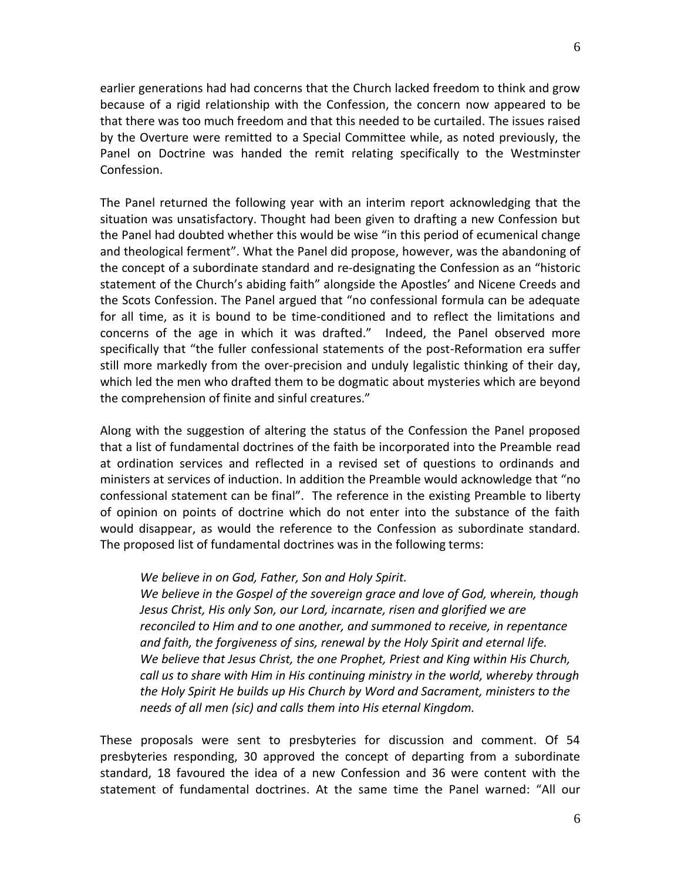earlier generations had had concerns that the Church lacked freedom to think and grow because of a rigid relationship with the Confession, the concern now appeared to be that there was too much freedom and that this needed to be curtailed. The issues raised by the Overture were remitted to a Special Committee while, as noted previously, the Panel on Doctrine was handed the remit relating specifically to the Westminster Confession.

The Panel returned the following year with an interim report acknowledging that the situation was unsatisfactory. Thought had been given to drafting a new Confession but the Panel had doubted whether this would be wise "in this period of ecumenical change and theological ferment". What the Panel did propose, however, was the abandoning of the concept of a subordinate standard and re-designating the Confession as an "historic statement of the Church's abiding faith" alongside the Apostles' and Nicene Creeds and the Scots Confession. The Panel argued that "no confessional formula can be adequate for all time, as it is bound to be time-conditioned and to reflect the limitations and concerns of the age in which it was drafted." Indeed, the Panel observed more specifically that "the fuller confessional statements of the post-Reformation era suffer still more markedly from the over-precision and unduly legalistic thinking of their day, which led the men who drafted them to be dogmatic about mysteries which are beyond the comprehension of finite and sinful creatures."

Along with the suggestion of altering the status of the Confession the Panel proposed that a list of fundamental doctrines of the faith be incorporated into the Preamble read at ordination services and reflected in a revised set of questions to ordinands and ministers at services of induction. In addition the Preamble would acknowledge that "no confessional statement can be final". The reference in the existing Preamble to liberty of opinion on points of doctrine which do not enter into the substance of the faith would disappear, as would the reference to the Confession as subordinate standard. The proposed list of fundamental doctrines was in the following terms:

> *We believe in on God, Father, Son and Holy Spirit.*
> *We believe in the Gospel of the sovereign grace and love of God, wherein, though Jesus Christ, His only Son, our Lord, incarnate, risen and glorified we are reconciled to Him and to one another, and summoned to receive, in repentance and faith, the forgiveness of sins, renewal by the Holy Spirit and eternal life.*
> *We believe that Jesus Christ, the one Prophet, Priest and King within His Church, call us to share with Him in His continuing ministry in the world, whereby through the Holy Spirit He builds up His Church by Word and Sacrament, ministers to the needs of all men (sic) and calls them into His eternal Kingdom.*

These proposals were sent to presbyteries for discussion and comment. Of 54 presbyteries responding, 30 approved the concept of departing from a subordinate standard, 18 favoured the idea of a new Confession and 36 were content with the statement of fundamental doctrines. At the same time the Panel warned: "All our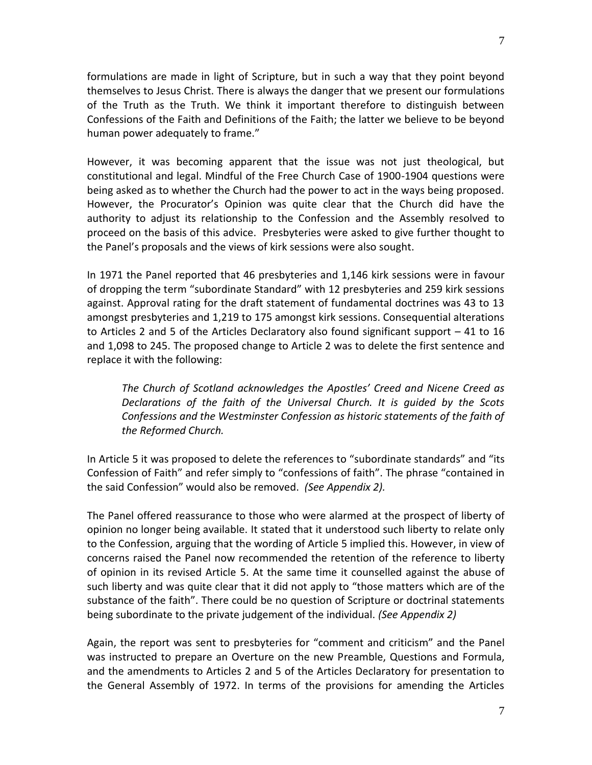formulations are made in light of Scripture, but in such a way that they point beyond themselves to Jesus Christ. There is always the danger that we present our formulations of the Truth as the Truth. We think it important therefore to distinguish between Confessions of the Faith and Definitions of the Faith; the latter we believe to be beyond human power adequately to frame."

However, it was becoming apparent that the issue was not just theological, but constitutional and legal. Mindful of the Free Church Case of 1900-1904 questions were being asked as to whether the Church had the power to act in the ways being proposed. However, the Procurator's Opinion was quite clear that the Church did have the authority to adjust its relationship to the Confession and the Assembly resolved to proceed on the basis of this advice. Presbyteries were asked to give further thought to the Panel's proposals and the views of kirk sessions were also sought.

In 1971 the Panel reported that 46 presbyteries and 1,146 kirk sessions were in favour of dropping the term "subordinate Standard" with 12 presbyteries and 259 kirk sessions against. Approval rating for the draft statement of fundamental doctrines was 43 to 13 amongst presbyteries and 1,219 to 175 amongst kirk sessions. Consequential alterations to Articles 2 and 5 of the Articles Declaratory also found significant support – 41 to 16 and 1,098 to 245. The proposed change to Article 2 was to delete the first sentence and replace it with the following:

> *The Church of Scotland acknowledges the Apostles' Creed and Nicene Creed as Declarations of the faith of the Universal Church. It is guided by the Scots Confessions and the Westminster Confession as historic statements of the faith of the Reformed Church.*

In Article 5 it was proposed to delete the references to "subordinate standards" and "its Confession of Faith" and refer simply to "confessions of faith". The phrase "contained in the said Confession" would also be removed. *(See Appendix 2).*

The Panel offered reassurance to those who were alarmed at the prospect of liberty of opinion no longer being available. It stated that it understood such liberty to relate only to the Confession, arguing that the wording of Article 5 implied this. However, in view of concerns raised the Panel now recommended the retention of the reference to liberty of opinion in its revised Article 5. At the same time it counselled against the abuse of such liberty and was quite clear that it did not apply to "those matters which are of the substance of the faith". There could be no question of Scripture or doctrinal statements being subordinate to the private judgement of the individual. *(See Appendix 2)*

Again, the report was sent to presbyteries for "comment and criticism" and the Panel was instructed to prepare an Overture on the new Preamble, Questions and Formula, and the amendments to Articles 2 and 5 of the Articles Declaratory for presentation to the General Assembly of 1972. In terms of the provisions for amending the Articles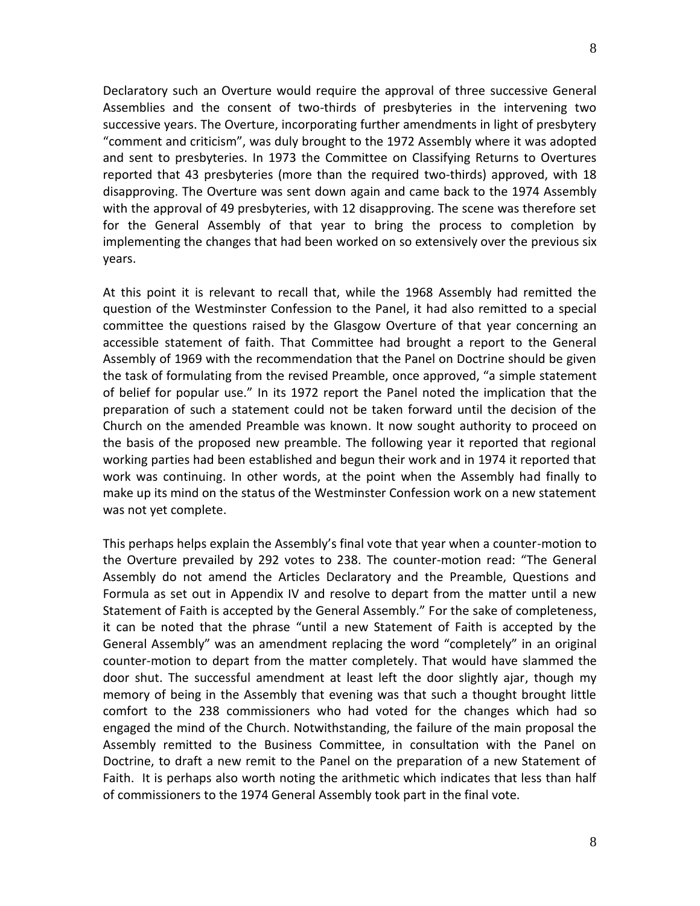Declaratory such an Overture would require the approval of three successive General Assemblies and the consent of two-thirds of presbyteries in the intervening two successive years. The Overture, incorporating further amendments in light of presbytery "comment and criticism", was duly brought to the 1972 Assembly where it was adopted and sent to presbyteries. In 1973 the Committee on Classifying Returns to Overtures reported that 43 presbyteries (more than the required two-thirds) approved, with 18 disapproving. The Overture was sent down again and came back to the 1974 Assembly with the approval of 49 presbyteries, with 12 disapproving. The scene was therefore set for the General Assembly of that year to bring the process to completion by implementing the changes that had been worked on so extensively over the previous six years.

At this point it is relevant to recall that, while the 1968 Assembly had remitted the question of the Westminster Confession to the Panel, it had also remitted to a special committee the questions raised by the Glasgow Overture of that year concerning an accessible statement of faith. That Committee had brought a report to the General Assembly of 1969 with the recommendation that the Panel on Doctrine should be given the task of formulating from the revised Preamble, once approved, "a simple statement of belief for popular use." In its 1972 report the Panel noted the implication that the preparation of such a statement could not be taken forward until the decision of the Church on the amended Preamble was known. It now sought authority to proceed on the basis of the proposed new preamble. The following year it reported that regional working parties had been established and begun their work and in 1974 it reported that work was continuing. In other words, at the point when the Assembly had finally to make up its mind on the status of the Westminster Confession work on a new statement was not yet complete.

This perhaps helps explain the Assembly's final vote that year when a counter-motion to the Overture prevailed by 292 votes to 238. The counter-motion read: "The General Assembly do not amend the Articles Declaratory and the Preamble, Questions and Formula as set out in Appendix IV and resolve to depart from the matter until a new Statement of Faith is accepted by the General Assembly." For the sake of completeness, it can be noted that the phrase "until a new Statement of Faith is accepted by the General Assembly" was an amendment replacing the word "completely" in an original counter-motion to depart from the matter completely. That would have slammed the door shut. The successful amendment at least left the door slightly ajar, though my memory of being in the Assembly that evening was that such a thought brought little comfort to the 238 commissioners who had voted for the changes which had so engaged the mind of the Church. Notwithstanding, the failure of the main proposal the Assembly remitted to the Business Committee, in consultation with the Panel on Doctrine, to draft a new remit to the Panel on the preparation of a new Statement of Faith. It is perhaps also worth noting the arithmetic which indicates that less than half of commissioners to the 1974 General Assembly took part in the final vote.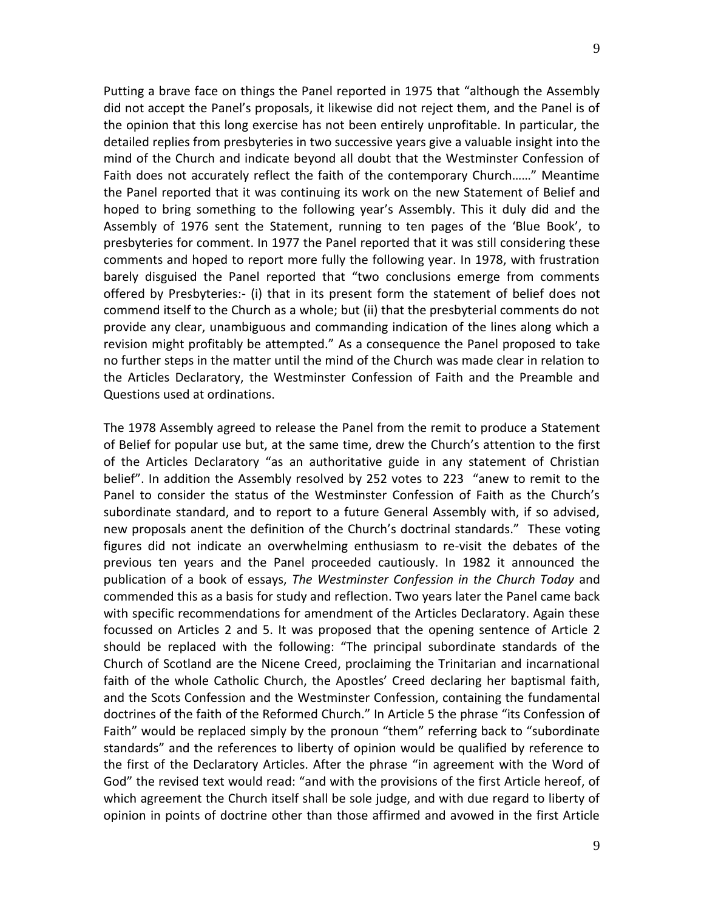Putting a brave face on things the Panel reported in 1975 that "although the Assembly did not accept the Panel's proposals, it likewise did not reject them, and the Panel is of the opinion that this long exercise has not been entirely unprofitable. In particular, the detailed replies from presbyteries in two successive years give a valuable insight into the mind of the Church and indicate beyond all doubt that the Westminster Confession of Faith does not accurately reflect the faith of the contemporary Church……" Meantime the Panel reported that it was continuing its work on the new Statement of Belief and hoped to bring something to the following year's Assembly. This it duly did and the Assembly of 1976 sent the Statement, running to ten pages of the 'Blue Book', to presbyteries for comment. In 1977 the Panel reported that it was still considering these comments and hoped to report more fully the following year. In 1978, with frustration barely disguised the Panel reported that "two conclusions emerge from comments offered by Presbyteries:- (i) that in its present form the statement of belief does not commend itself to the Church as a whole; but (ii) that the presbyterial comments do not provide any clear, unambiguous and commanding indication of the lines along which a revision might profitably be attempted." As a consequence the Panel proposed to take no further steps in the matter until the mind of the Church was made clear in relation to the Articles Declaratory, the Westminster Confession of Faith and the Preamble and Questions used at ordinations.

The 1978 Assembly agreed to release the Panel from the remit to produce a Statement of Belief for popular use but, at the same time, drew the Church's attention to the first of the Articles Declaratory "as an authoritative guide in any statement of Christian belief". In addition the Assembly resolved by 252 votes to 223 "anew to remit to the Panel to consider the status of the Westminster Confession of Faith as the Church's subordinate standard, and to report to a future General Assembly with, if so advised, new proposals anent the definition of the Church's doctrinal standards." These voting figures did not indicate an overwhelming enthusiasm to re-visit the debates of the previous ten years and the Panel proceeded cautiously. In 1982 it announced the publication of a book of essays, *The Westminster Confession in the Church Today* and commended this as a basis for study and reflection. Two years later the Panel came back with specific recommendations for amendment of the Articles Declaratory. Again these focussed on Articles 2 and 5. It was proposed that the opening sentence of Article 2 should be replaced with the following: "The principal subordinate standards of the Church of Scotland are the Nicene Creed, proclaiming the Trinitarian and incarnational faith of the whole Catholic Church, the Apostles' Creed declaring her baptismal faith, and the Scots Confession and the Westminster Confession, containing the fundamental doctrines of the faith of the Reformed Church." In Article 5 the phrase "its Confession of Faith" would be replaced simply by the pronoun "them" referring back to "subordinate standards" and the references to liberty of opinion would be qualified by reference to the first of the Declaratory Articles. After the phrase "in agreement with the Word of God" the revised text would read: "and with the provisions of the first Article hereof, of which agreement the Church itself shall be sole judge, and with due regard to liberty of opinion in points of doctrine other than those affirmed and avowed in the first Article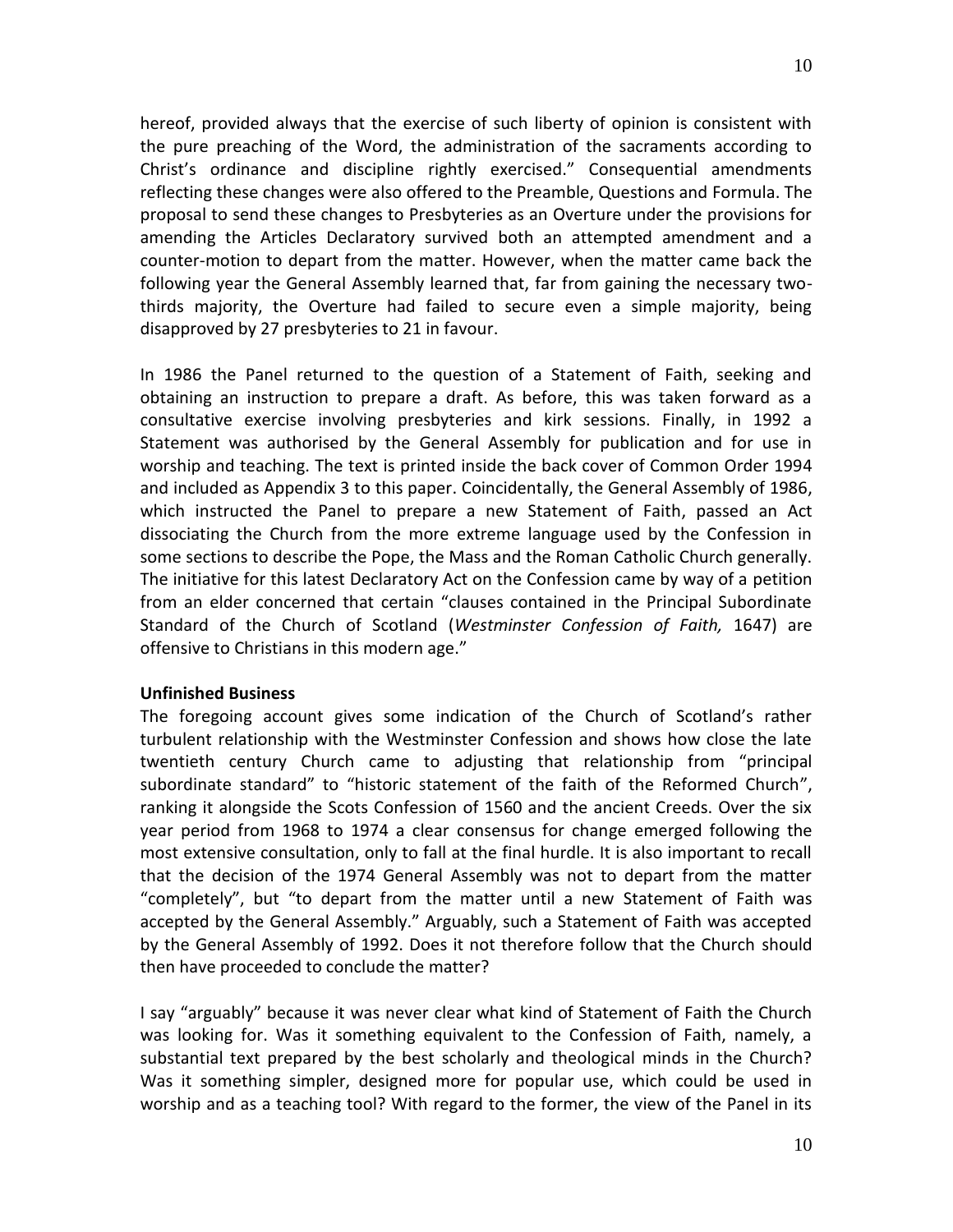hereof, provided always that the exercise of such liberty of opinion is consistent with the pure preaching of the Word, the administration of the sacraments according to Christ's ordinance and discipline rightly exercised." Consequential amendments reflecting these changes were also offered to the Preamble, Questions and Formula. The proposal to send these changes to Presbyteries as an Overture under the provisions for amending the Articles Declaratory survived both an attempted amendment and a counter-motion to depart from the matter. However, when the matter came back the following year the General Assembly learned that, far from gaining the necessary two-thirds majority, the Overture had failed to secure even a simple majority, being disapproved by 27 presbyteries to 21 in favour.

In 1986 the Panel returned to the question of a Statement of Faith, seeking and obtaining an instruction to prepare a draft. As before, this was taken forward as a consultative exercise involving presbyteries and kirk sessions. Finally, in 1992 a Statement was authorised by the General Assembly for publication and for use in worship and teaching. The text is printed inside the back cover of Common Order 1994 and included as Appendix 3 to this paper. Coincidentally, the General Assembly of 1986, which instructed the Panel to prepare a new Statement of Faith, passed an Act dissociating the Church from the more extreme language used by the Confession in some sections to describe the Pope, the Mass and the Roman Catholic Church generally. The initiative for this latest Declaratory Act on the Confession came by way of a petition from an elder concerned that certain "clauses contained in the Principal Subordinate Standard of the Church of Scotland (*Westminster Confession of Faith,* 1647) are offensive to Christians in this modern age."

**Unfinished Business**

The foregoing account gives some indication of the Church of Scotland's rather turbulent relationship with the Westminster Confession and shows how close the late twentieth century Church came to adjusting that relationship from "principal subordinate standard" to "historic statement of the faith of the Reformed Church", ranking it alongside the Scots Confession of 1560 and the ancient Creeds. Over the six year period from 1968 to 1974 a clear consensus for change emerged following the most extensive consultation, only to fall at the final hurdle. It is also important to recall that the decision of the 1974 General Assembly was not to depart from the matter "completely", but "to depart from the matter until a new Statement of Faith was accepted by the General Assembly." Arguably, such a Statement of Faith was accepted by the General Assembly of 1992. Does it not therefore follow that the Church should then have proceeded to conclude the matter?

I say "arguably" because it was never clear what kind of Statement of Faith the Church was looking for. Was it something equivalent to the Confession of Faith, namely, a substantial text prepared by the best scholarly and theological minds in the Church? Was it something simpler, designed more for popular use, which could be used in worship and as a teaching tool? With regard to the former, the view of the Panel in its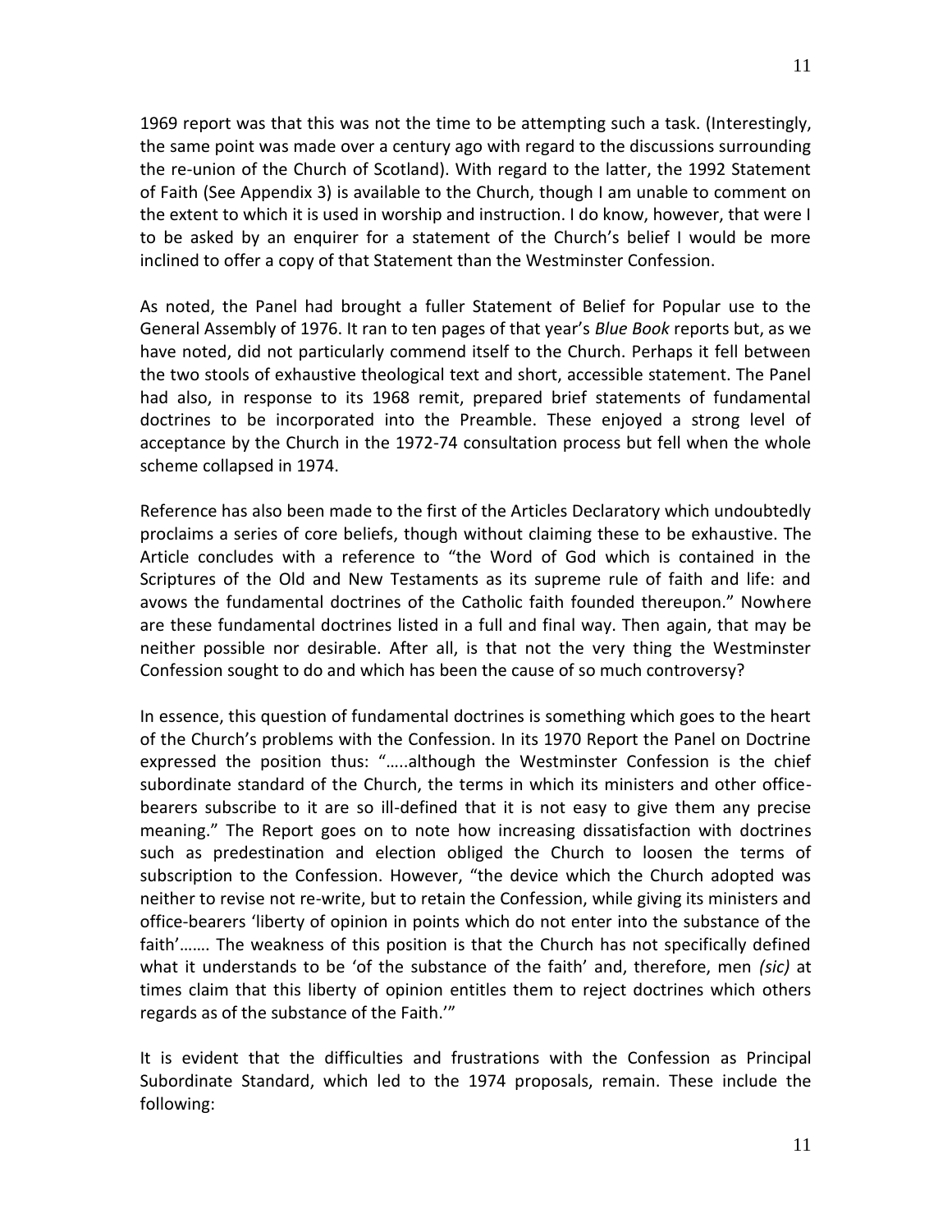1969 report was that this was not the time to be attempting such a task. (Interestingly, the same point was made over a century ago with regard to the discussions surrounding the re-union of the Church of Scotland). With regard to the latter, the 1992 Statement of Faith (See Appendix 3) is available to the Church, though I am unable to comment on the extent to which it is used in worship and instruction. I do know, however, that were I to be asked by an enquirer for a statement of the Church's belief I would be more inclined to offer a copy of that Statement than the Westminster Confession.

As noted, the Panel had brought a fuller Statement of Belief for Popular use to the General Assembly of 1976. It ran to ten pages of that year's *Blue Book* reports but, as we have noted, did not particularly commend itself to the Church. Perhaps it fell between the two stools of exhaustive theological text and short, accessible statement. The Panel had also, in response to its 1968 remit, prepared brief statements of fundamental doctrines to be incorporated into the Preamble. These enjoyed a strong level of acceptance by the Church in the 1972-74 consultation process but fell when the whole scheme collapsed in 1974.

Reference has also been made to the first of the Articles Declaratory which undoubtedly proclaims a series of core beliefs, though without claiming these to be exhaustive. The Article concludes with a reference to "the Word of God which is contained in the Scriptures of the Old and New Testaments as its supreme rule of faith and life: and avows the fundamental doctrines of the Catholic faith founded thereupon." Nowhere are these fundamental doctrines listed in a full and final way. Then again, that may be neither possible nor desirable. After all, is that not the very thing the Westminster Confession sought to do and which has been the cause of so much controversy?

In essence, this question of fundamental doctrines is something which goes to the heart of the Church's problems with the Confession. In its 1970 Report the Panel on Doctrine expressed the position thus: "…..although the Westminster Confession is the chief subordinate standard of the Church, the terms in which its ministers and other office-bearers subscribe to it are so ill-defined that it is not easy to give them any precise meaning." The Report goes on to note how increasing dissatisfaction with doctrines such as predestination and election obliged the Church to loosen the terms of subscription to the Confession. However, "the device which the Church adopted was neither to revise not re-write, but to retain the Confession, while giving its ministers and office-bearers 'liberty of opinion in points which do not enter into the substance of the faith'……. The weakness of this position is that the Church has not specifically defined what it understands to be 'of the substance of the faith' and, therefore, men *(sic)* at times claim that this liberty of opinion entitles them to reject doctrines which others regards as of the substance of the Faith.'"

It is evident that the difficulties and frustrations with the Confession as Principal Subordinate Standard, which led to the 1974 proposals, remain. These include the following: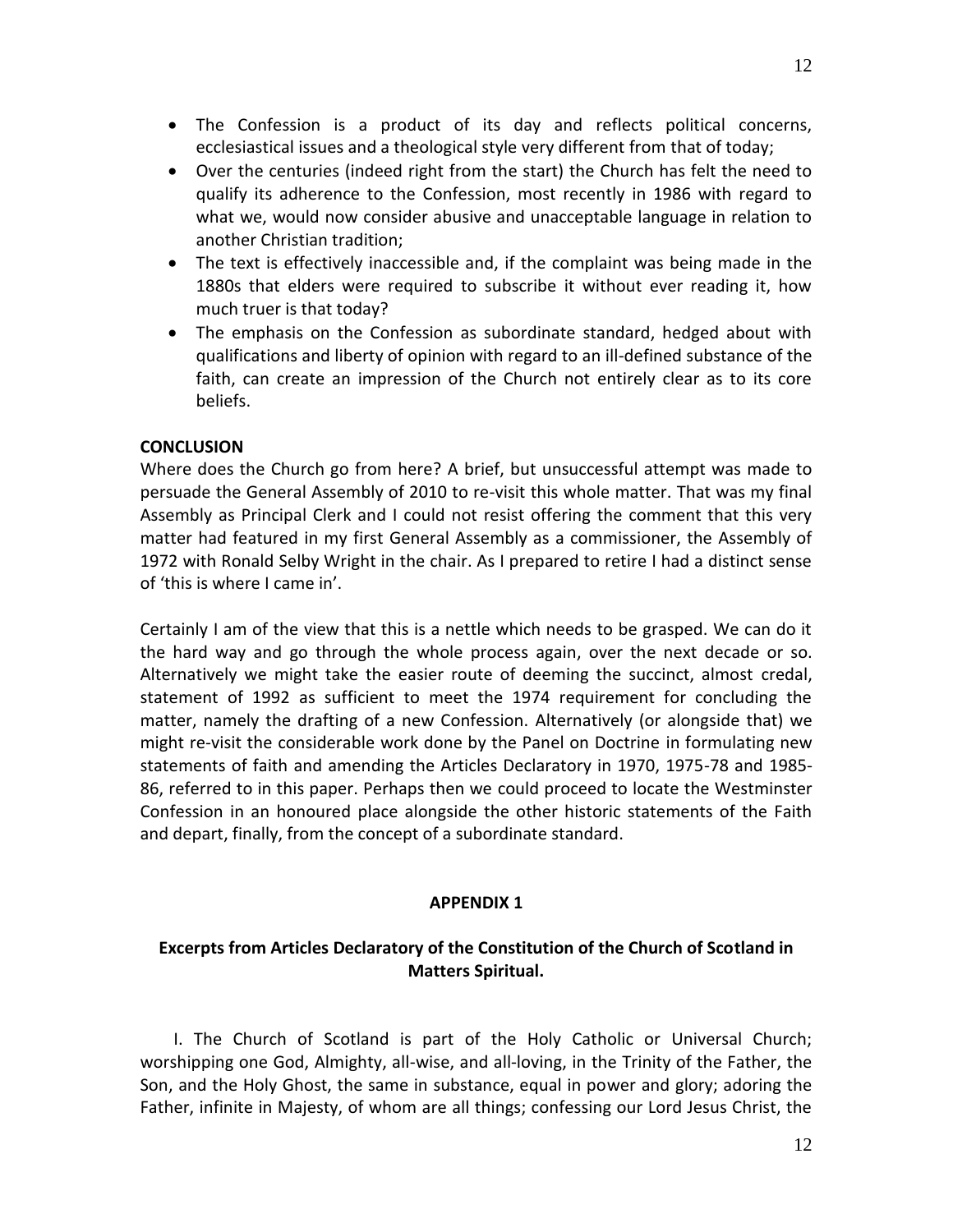- The Confession is a product of its day and reflects political concerns, ecclesiastical issues and a theological style very different from that of today;
- Over the centuries (indeed right from the start) the Church has felt the need to qualify its adherence to the Confession, most recently in 1986 with regard to what we, would now consider abusive and unacceptable language in relation to another Christian tradition;
- The text is effectively inaccessible and, if the complaint was being made in the 1880s that elders were required to subscribe it without ever reading it, how much truer is that today?
- The emphasis on the Confession as subordinate standard, hedged about with qualifications and liberty of opinion with regard to an ill-defined substance of the faith, can create an impression of the Church not entirely clear as to its core beliefs.

**CONCLUSION**

Where does the Church go from here? A brief, but unsuccessful attempt was made to persuade the General Assembly of 2010 to re-visit this whole matter. That was my final Assembly as Principal Clerk and I could not resist offering the comment that this very matter had featured in my first General Assembly as a commissioner, the Assembly of 1972 with Ronald Selby Wright in the chair. As I prepared to retire I had a distinct sense of 'this is where I came in'.

Certainly I am of the view that this is a nettle which needs to be grasped. We can do it the hard way and go through the whole process again, over the next decade or so. Alternatively we might take the easier route of deeming the succinct, almost credal, statement of 1992 as sufficient to meet the 1974 requirement for concluding the matter, namely the drafting of a new Confession. Alternatively (or alongside that) we might re-visit the considerable work done by the Panel on Doctrine in formulating new statements of faith and amending the Articles Declaratory in 1970, 1975-78 and 1985-86, referred to in this paper. Perhaps then we could proceed to locate the Westminster Confession in an honoured place alongside the other historic statements of the Faith and depart, finally, from the concept of a subordinate standard.

## APPENDIX 1

### Excerpts from Articles Declaratory of the Constitution of the Church of Scotland in Matters Spiritual.

I. The Church of Scotland is part of the Holy Catholic or Universal Church; worshipping one God, Almighty, all-wise, and all-loving, in the Trinity of the Father, the Son, and the Holy Ghost, the same in substance, equal in power and glory; adoring the Father, infinite in Majesty, of whom are all things; confessing our Lord Jesus Christ, the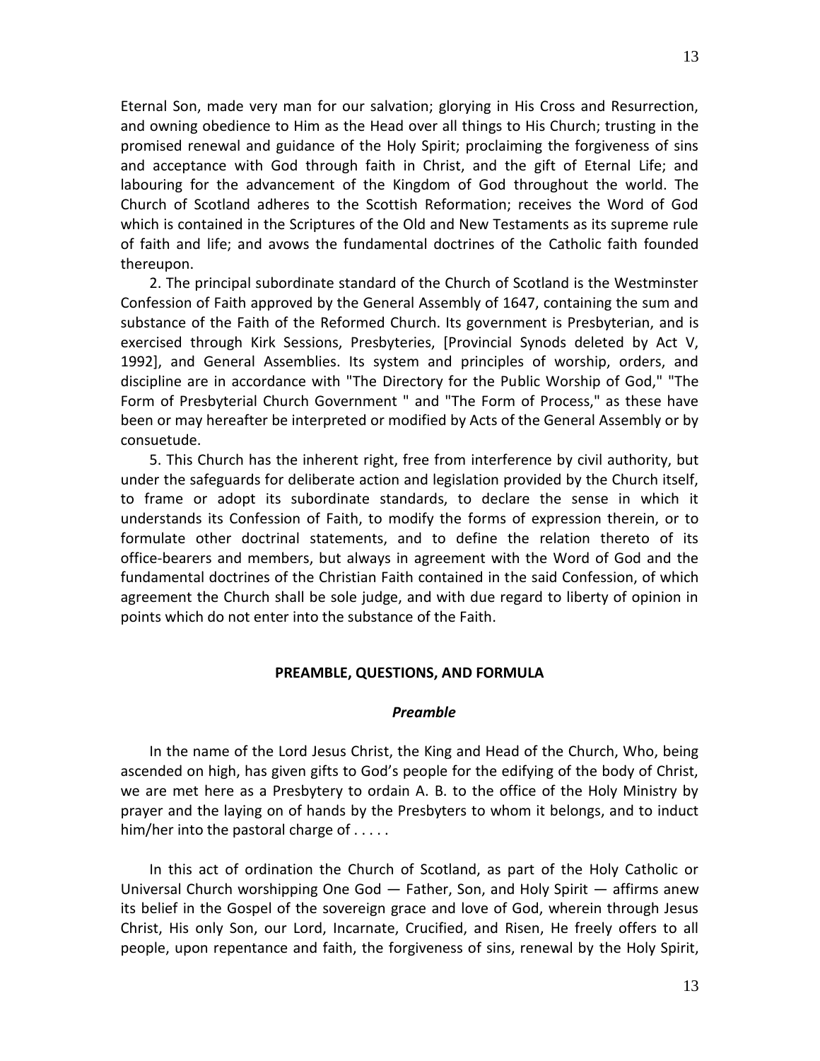Eternal Son, made very man for our salvation; glorying in His Cross and Resurrection, and owning obedience to Him as the Head over all things to His Church; trusting in the promised renewal and guidance of the Holy Spirit; proclaiming the forgiveness of sins and acceptance with God through faith in Christ, and the gift of Eternal Life; and labouring for the advancement of the Kingdom of God throughout the world. The Church of Scotland adheres to the Scottish Reformation; receives the Word of God which is contained in the Scriptures of the Old and New Testaments as its supreme rule of faith and life; and avows the fundamental doctrines of the Catholic faith founded thereupon.

2. The principal subordinate standard of the Church of Scotland is the Westminster Confession of Faith approved by the General Assembly of 1647, containing the sum and substance of the Faith of the Reformed Church. Its government is Presbyterian, and is exercised through Kirk Sessions, Presbyteries, [Provincial Synods deleted by Act V, 1992], and General Assemblies. Its system and principles of worship, orders, and discipline are in accordance with "The Directory for the Public Worship of God," "The Form of Presbyterial Church Government " and "The Form of Process," as these have been or may hereafter be interpreted or modified by Acts of the General Assembly or by consuetude.

5. This Church has the inherent right, free from interference by civil authority, but under the safeguards for deliberate action and legislation provided by the Church itself, to frame or adopt its subordinate standards, to declare the sense in which it understands its Confession of Faith, to modify the forms of expression therein, or to formulate other doctrinal statements, and to define the relation thereto of its office-bearers and members, but always in agreement with the Word of God and the fundamental doctrines of the Christian Faith contained in the said Confession, of which agreement the Church shall be sole judge, and with due regard to liberty of opinion in points which do not enter into the substance of the Faith.

## PREAMBLE, QUESTIONS, AND FORMULA

### *Preamble*

In the name of the Lord Jesus Christ, the King and Head of the Church, Who, being ascended on high, has given gifts to God's people for the edifying of the body of Christ, we are met here as a Presbytery to ordain A. B. to the office of the Holy Ministry by prayer and the laying on of hands by the Presbyters to whom it belongs, and to induct him/her into the pastoral charge of . . . . .

In this act of ordination the Church of Scotland, as part of the Holy Catholic or Universal Church worshipping One God — Father, Son, and Holy Spirit — affirms anew its belief in the Gospel of the sovereign grace and love of God, wherein through Jesus Christ, His only Son, our Lord, Incarnate, Crucified, and Risen, He freely offers to all people, upon repentance and faith, the forgiveness of sins, renewal by the Holy Spirit,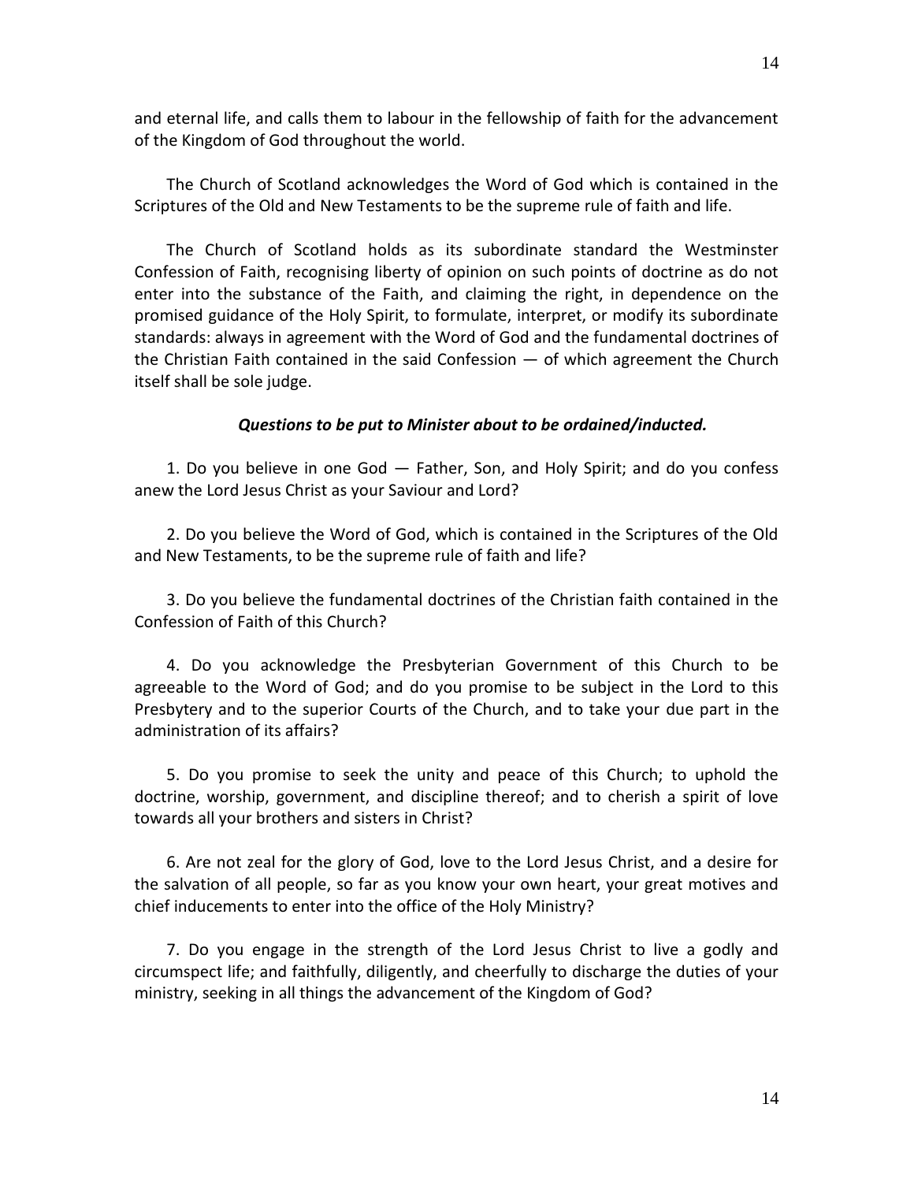and eternal life, and calls them to labour in the fellowship of faith for the advancement of the Kingdom of God throughout the world.

The Church of Scotland acknowledges the Word of God which is contained in the Scriptures of the Old and New Testaments to be the supreme rule of faith and life.

The Church of Scotland holds as its subordinate standard the Westminster Confession of Faith, recognising liberty of opinion on such points of doctrine as do not enter into the substance of the Faith, and claiming the right, in dependence on the promised guidance of the Holy Spirit, to formulate, interpret, or modify its subordinate standards: always in agreement with the Word of God and the fundamental doctrines of the Christian Faith contained in the said Confession — of which agreement the Church itself shall be sole judge.

***Questions to be put to Minister about to be ordained/inducted.***

1. Do you believe in one God — Father, Son, and Holy Spirit; and do you confess anew the Lord Jesus Christ as your Saviour and Lord?

2. Do you believe the Word of God, which is contained in the Scriptures of the Old and New Testaments, to be the supreme rule of faith and life?

3. Do you believe the fundamental doctrines of the Christian faith contained in the Confession of Faith of this Church?

4. Do you acknowledge the Presbyterian Government of this Church to be agreeable to the Word of God; and do you promise to be subject in the Lord to this Presbytery and to the superior Courts of the Church, and to take your due part in the administration of its affairs?

5. Do you promise to seek the unity and peace of this Church; to uphold the doctrine, worship, government, and discipline thereof; and to cherish a spirit of love towards all your brothers and sisters in Christ?

6. Are not zeal for the glory of God, love to the Lord Jesus Christ, and a desire for the salvation of all people, so far as you know your own heart, your great motives and chief inducements to enter into the office of the Holy Ministry?

7. Do you engage in the strength of the Lord Jesus Christ to live a godly and circumspect life; and faithfully, diligently, and cheerfully to discharge the duties of your ministry, seeking in all things the advancement of the Kingdom of God?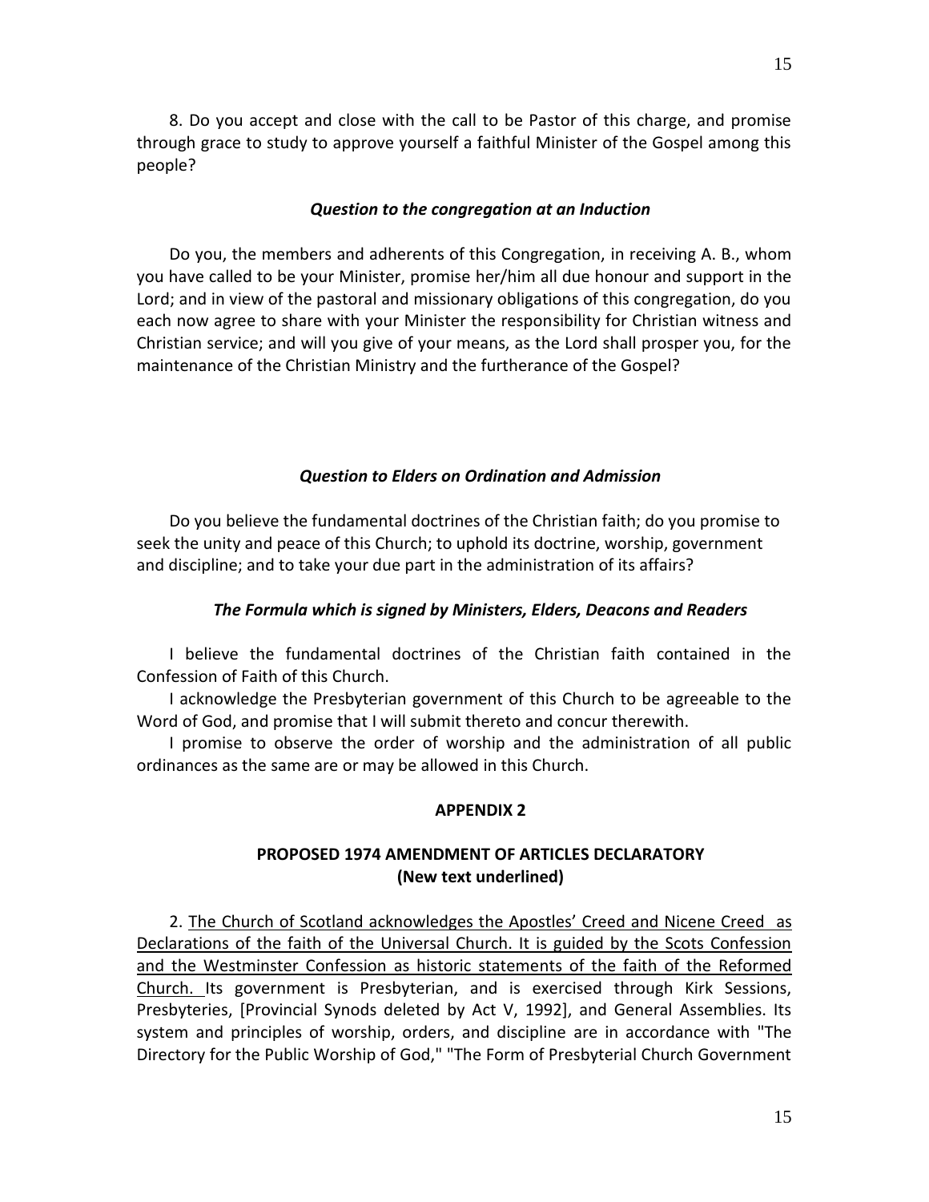8. Do you accept and close with the call to be Pastor of this charge, and promise through grace to study to approve yourself a faithful Minister of the Gospel among this people?

### *Question to the congregation at an Induction*

Do you, the members and adherents of this Congregation, in receiving A. B., whom you have called to be your Minister, promise her/him all due honour and support in the Lord; and in view of the pastoral and missionary obligations of this congregation, do you each now agree to share with your Minister the responsibility for Christian witness and Christian service; and will you give of your means, as the Lord shall prosper you, for the maintenance of the Christian Ministry and the furtherance of the Gospel?

### *Question to Elders on Ordination and Admission*

Do you believe the fundamental doctrines of the Christian faith; do you promise to seek the unity and peace of this Church; to uphold its doctrine, worship, government and discipline; and to take your due part in the administration of its affairs?

### *The Formula which is signed by Ministers, Elders, Deacons and Readers*

I believe the fundamental doctrines of the Christian faith contained in the Confession of Faith of this Church.

I acknowledge the Presbyterian government of this Church to be agreeable to the Word of God, and promise that I will submit thereto and concur therewith.

I promise to observe the order of worship and the administration of all public ordinances as the same are or may be allowed in this Church.

## APPENDIX 2

## PROPOSED 1974 AMENDMENT OF ARTICLES DECLARATORY (New text underlined)

2. <u>The Church of Scotland acknowledges the Apostles' Creed and Nicene Creed as Declarations of the faith of the Universal Church. It is guided by the Scots Confession and the Westminster Confession as historic statements of the faith of the Reformed Church.</u> Its government is Presbyterian, and is exercised through Kirk Sessions, Presbyteries, [Provincial Synods deleted by Act V, 1992], and General Assemblies. Its system and principles of worship, orders, and discipline are in accordance with "The Directory for the Public Worship of God," "The Form of Presbyterial Church Government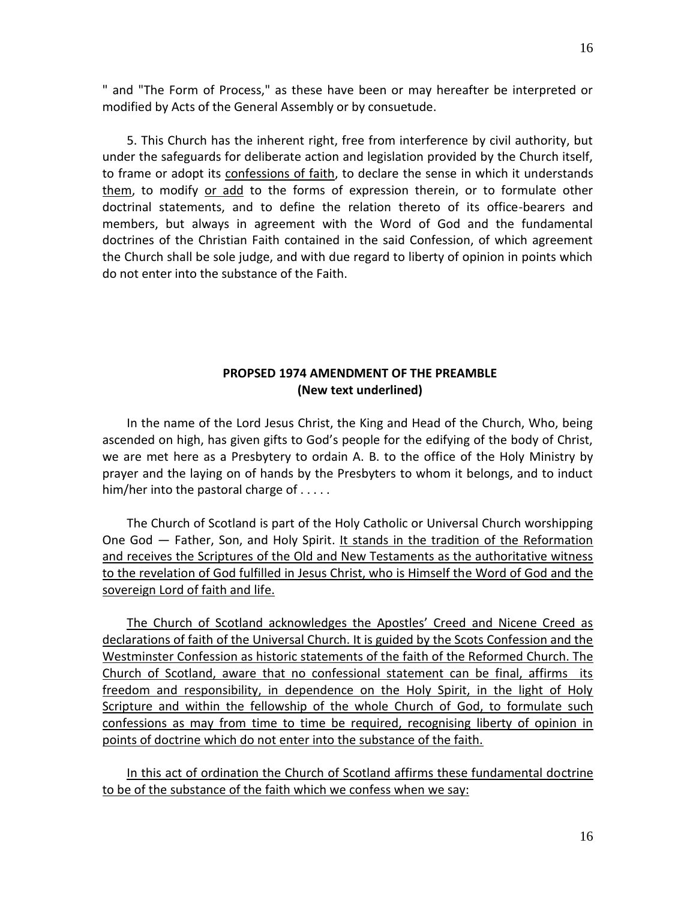" and "The Form of Process," as these have been or may hereafter be interpreted or modified by Acts of the General Assembly or by consuetude.

5. This Church has the inherent right, free from interference by civil authority, but under the safeguards for deliberate action and legislation provided by the Church itself, to frame or adopt its <u>confessions of faith</u>, to declare the sense in which it understands <u>them</u>, to modify <u>or add</u> to the forms of expression therein, or to formulate other doctrinal statements, and to define the relation thereto of its office-bearers and members, but always in agreement with the Word of God and the fundamental doctrines of the Christian Faith contained in the said Confession, of which agreement the Church shall be sole judge, and with due regard to liberty of opinion in points which do not enter into the substance of the Faith.

## PROPSED 1974 AMENDMENT OF THE PREAMBLE
**(New text underlined)**

In the name of the Lord Jesus Christ, the King and Head of the Church, Who, being ascended on high, has given gifts to God's people for the edifying of the body of Christ, we are met here as a Presbytery to ordain A. B. to the office of the Holy Ministry by prayer and the laying on of hands by the Presbyters to whom it belongs, and to induct him/her into the pastoral charge of . . . . .

The Church of Scotland is part of the Holy Catholic or Universal Church worshipping One God — Father, Son, and Holy Spirit. <u>It stands in the tradition of the Reformation and receives the Scriptures of the Old and New Testaments as the authoritative witness to the revelation of God fulfilled in Jesus Christ, who is Himself the Word of God and the sovereign Lord of faith and life.</u>

<u>The Church of Scotland acknowledges the Apostles' Creed and Nicene Creed as declarations of faith of the Universal Church. It is guided by the Scots Confession and the Westminster Confession as historic statements of the faith of the Reformed Church. The Church of Scotland, aware that no confessional statement can be final, affirms its freedom and responsibility, in dependence on the Holy Spirit, in the light of Holy Scripture and within the fellowship of the whole Church of God, to formulate such confessions as may from time to time be required, recognising liberty of opinion in points of doctrine which do not enter into the substance of the faith.</u>

<u>In this act of ordination the Church of Scotland affirms these fundamental doctrine to be of the substance of the faith which we confess when we say:</u>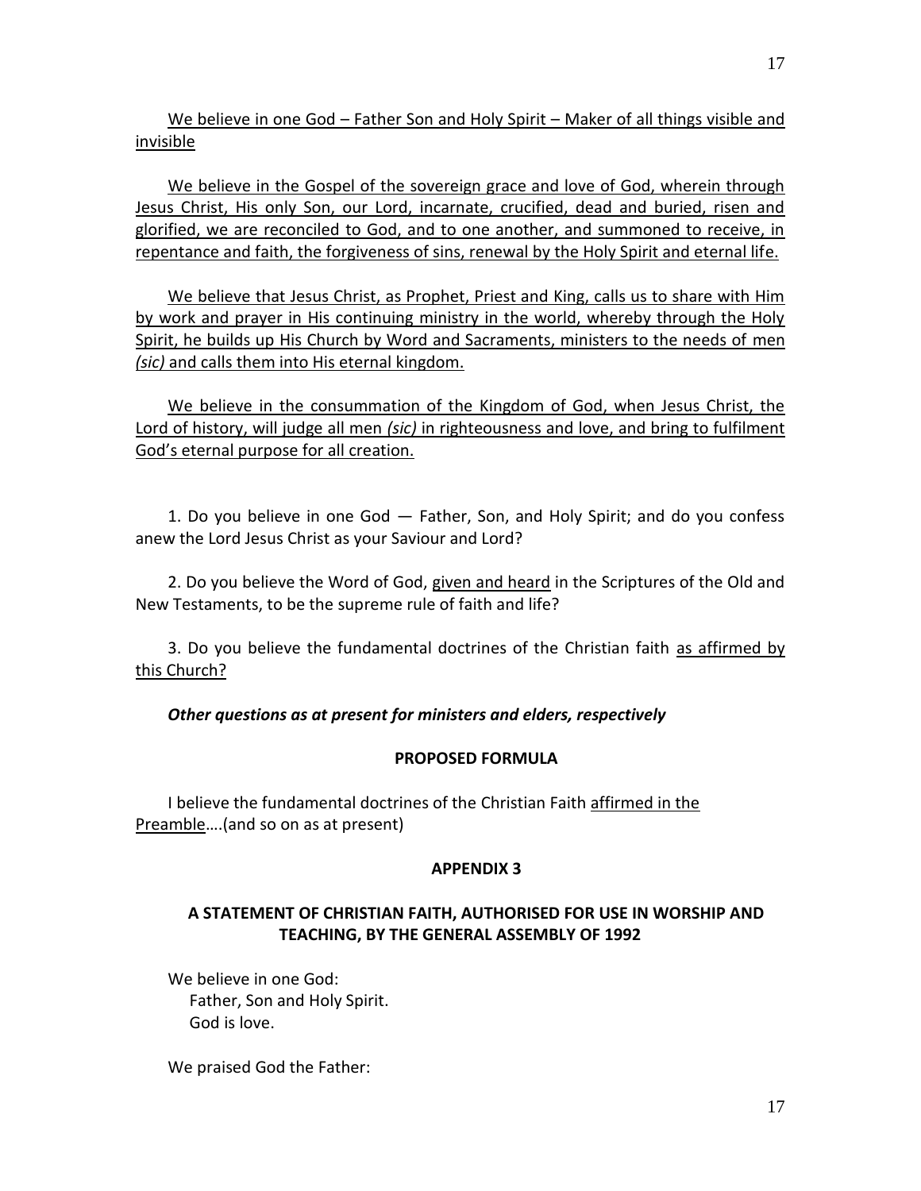<u>We believe in one God – Father Son and Holy Spirit – Maker of all things visible and invisible</u>

<u>We believe in the Gospel of the sovereign grace and love of God, wherein through Jesus Christ, His only Son, our Lord, incarnate, crucified, dead and buried, risen and glorified, we are reconciled to God, and to one another, and summoned to receive, in repentance and faith, the forgiveness of sins, renewal by the Holy Spirit and eternal life.</u>

<u>We believe that Jesus Christ, as Prophet, Priest and King, calls us to share with Him by work and prayer in His continuing ministry in the world, whereby through the Holy Spirit, he builds up His Church by Word and Sacraments, ministers to the needs of men *(sic)* and calls them into His eternal kingdom.</u>

<u>We believe in the consummation of the Kingdom of God, when Jesus Christ, the Lord of history, will judge all men *(sic)* in righteousness and love, and bring to fulfilment God's eternal purpose for all creation.</u>

1. Do you believe in one God — Father, Son, and Holy Spirit; and do you confess anew the Lord Jesus Christ as your Saviour and Lord?

2. Do you believe the Word of God, <u>given and heard</u> in the Scriptures of the Old and New Testaments, to be the supreme rule of faith and life?

3. Do you believe the fundamental doctrines of the Christian faith <u>as affirmed by this Church?</u>

***Other questions as at present for ministers and elders, respectively***

**PROPOSED FORMULA**

I believe the fundamental doctrines of the Christian Faith <u>affirmed in the Preamble</u>….(and so on as at present)

**APPENDIX 3**

**A STATEMENT OF CHRISTIAN FAITH, AUTHORISED FOR USE IN WORSHIP AND TEACHING, BY THE GENERAL ASSEMBLY OF 1992**

We believe in one God:
Father, Son and Holy Spirit.
God is love.

We praised God the Father: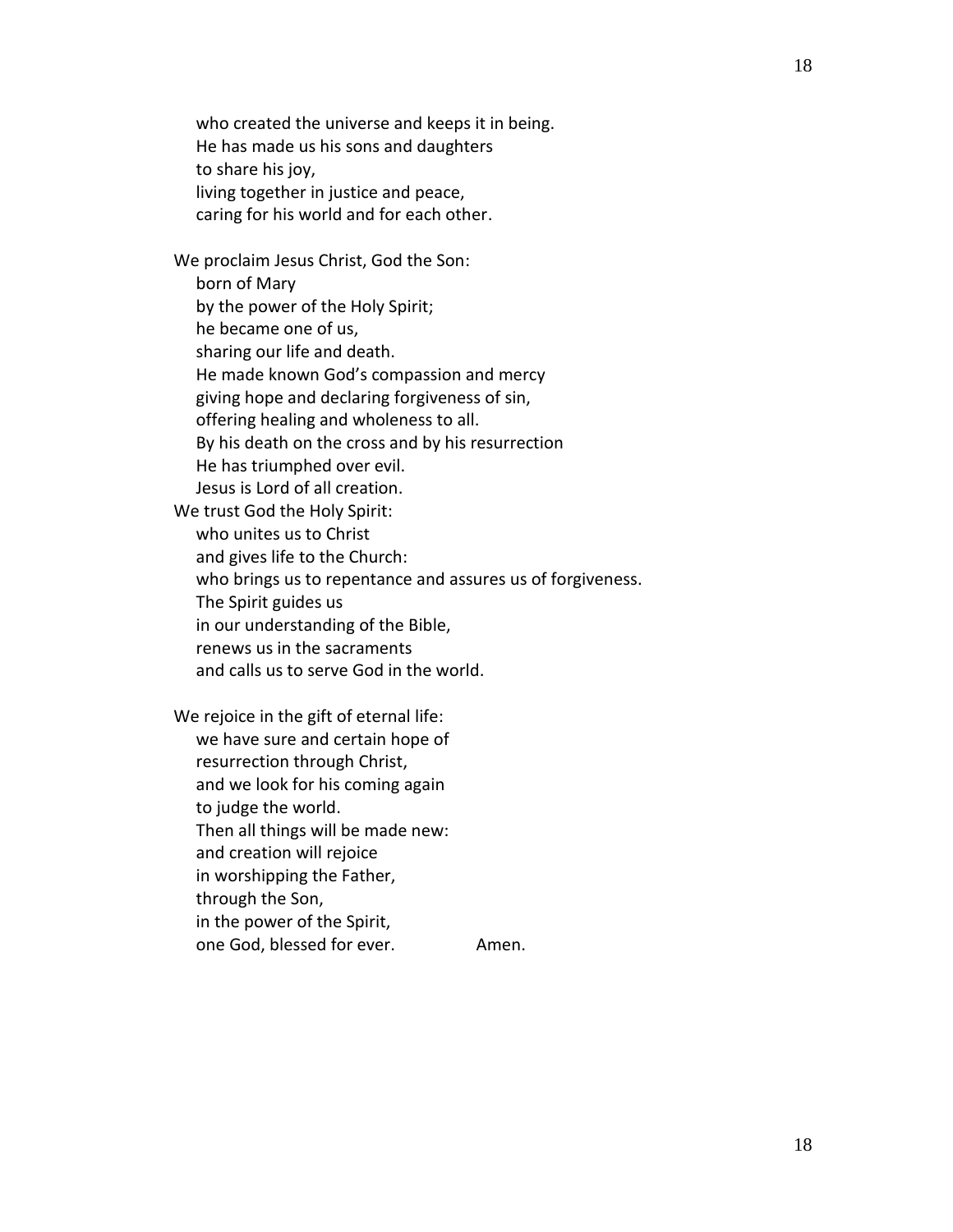who created the universe and keeps it in being.
He has made us his sons and daughters
to share his joy,
living together in justice and peace,
caring for his world and for each other.

We proclaim Jesus Christ, God the Son:
born of Mary
by the power of the Holy Spirit;
he became one of us,
sharing our life and death.
He made known God's compassion and mercy
giving hope and declaring forgiveness of sin,
offering healing and wholeness to all.
By his death on the cross and by his resurrection
He has triumphed over evil.
Jesus is Lord of all creation.

We trust God the Holy Spirit:
who unites us to Christ
and gives life to the Church:
who brings us to repentance and assures us of forgiveness.
The Spirit guides us
in our understanding of the Bible,
renews us in the sacraments
and calls us to serve God in the world.

We rejoice in the gift of eternal life:
we have sure and certain hope of
resurrection through Christ,
and we look for his coming again
to judge the world.
Then all things will be made new:
and creation will rejoice
in worshipping the Father,
through the Son,
in the power of the Spirit,
one God, blessed for ever. Amen.